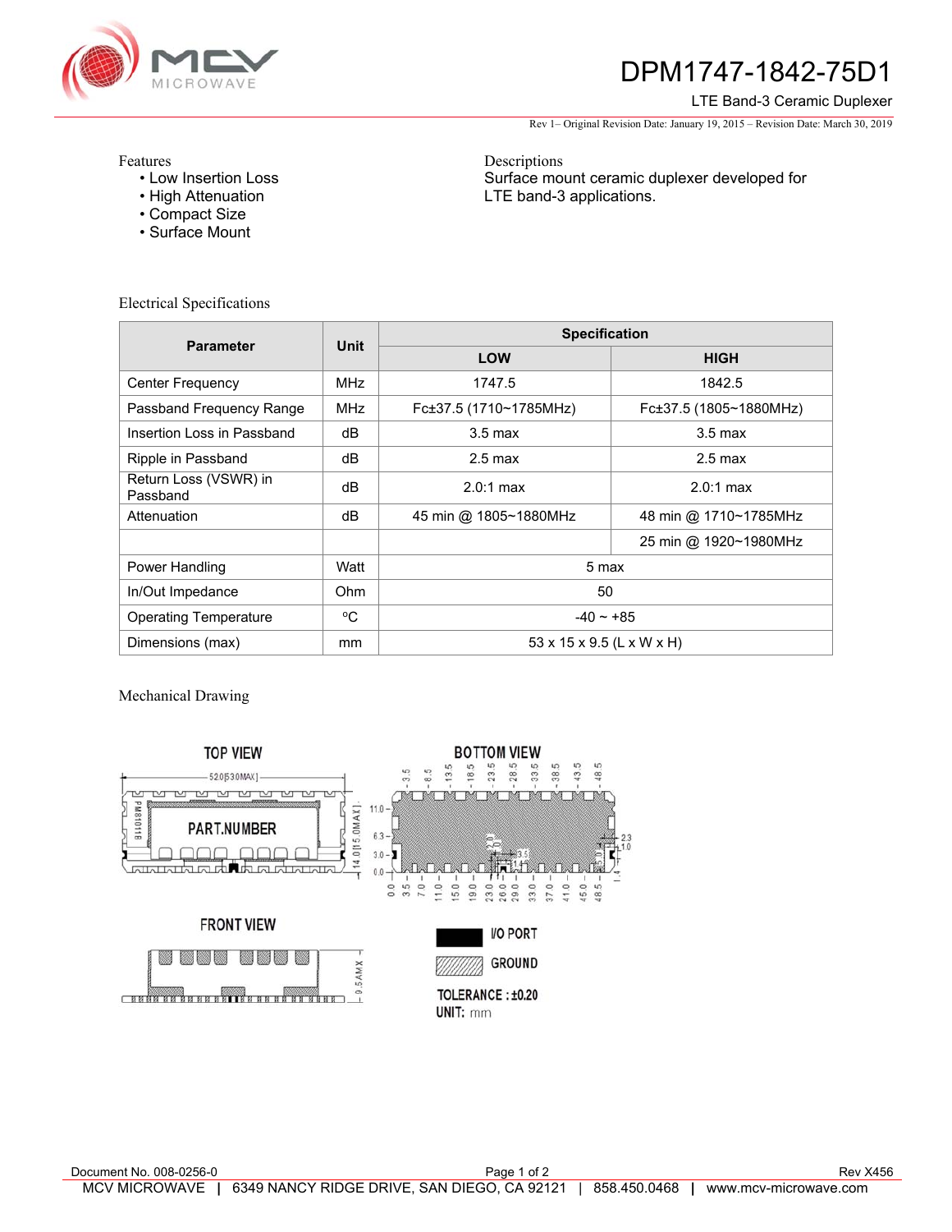# DPM1747-1842-75D1

LTE Band-3 Ceramic Duplexer

Rev 1– Original Revision Date: January 19, 2015 – Revision Date: March 30, 2019

Features
- Low Insertion Loss
- High Attenuation
- Compact Size
- Surface Mount

Descriptions
Surface mount ceramic duplexer developed for LTE band-3 applications.

Electrical Specifications

| Parameter | Unit | Specification | |
|---|---|---|---|
| | | LOW | HIGH |
| Center Frequency | MHz | 1747.5 | 1842.5 |
| Passband Frequency Range | MHz | Fc±37.5 (1710~1785MHz) | Fc±37.5 (1805~1880MHz) |
| Insertion Loss in Passband | dB | 3.5 max | 3.5 max |
| Ripple in Passband | dB | 2.5 max | 2.5 max |
| Return Loss (VSWR) in Passband | dB | 2.0:1 max | 2.0:1 max |
| Attenuation | dB | 45 min @ 1805~1880MHz | 48 min @ 1710~1785MHz |
| | | | 25 min @ 1920~1980MHz |
| Power Handling | Watt | 5 max | |
| In/Out Impedance | Ohm | 50 | |
| Operating Temperature | °C | -40 ~ +85 | |
| Dimensions (max) | mm | 53 x 15 x 9.5 (L x W x H) | |

Mechanical Drawing

TOP VIEW

BOTTOM VIEW

FRONT VIEW

I/O PORT

GROUND

TOLERANCE : ±0.20

UNIT: mm

Document No. 008-0256-0

Rev X456

MCV MICROWAVE | 6349 NANCY RIDGE DRIVE, SAN DIEGO, CA 92121 | 858.450.0468 | www.mcv-microwave.com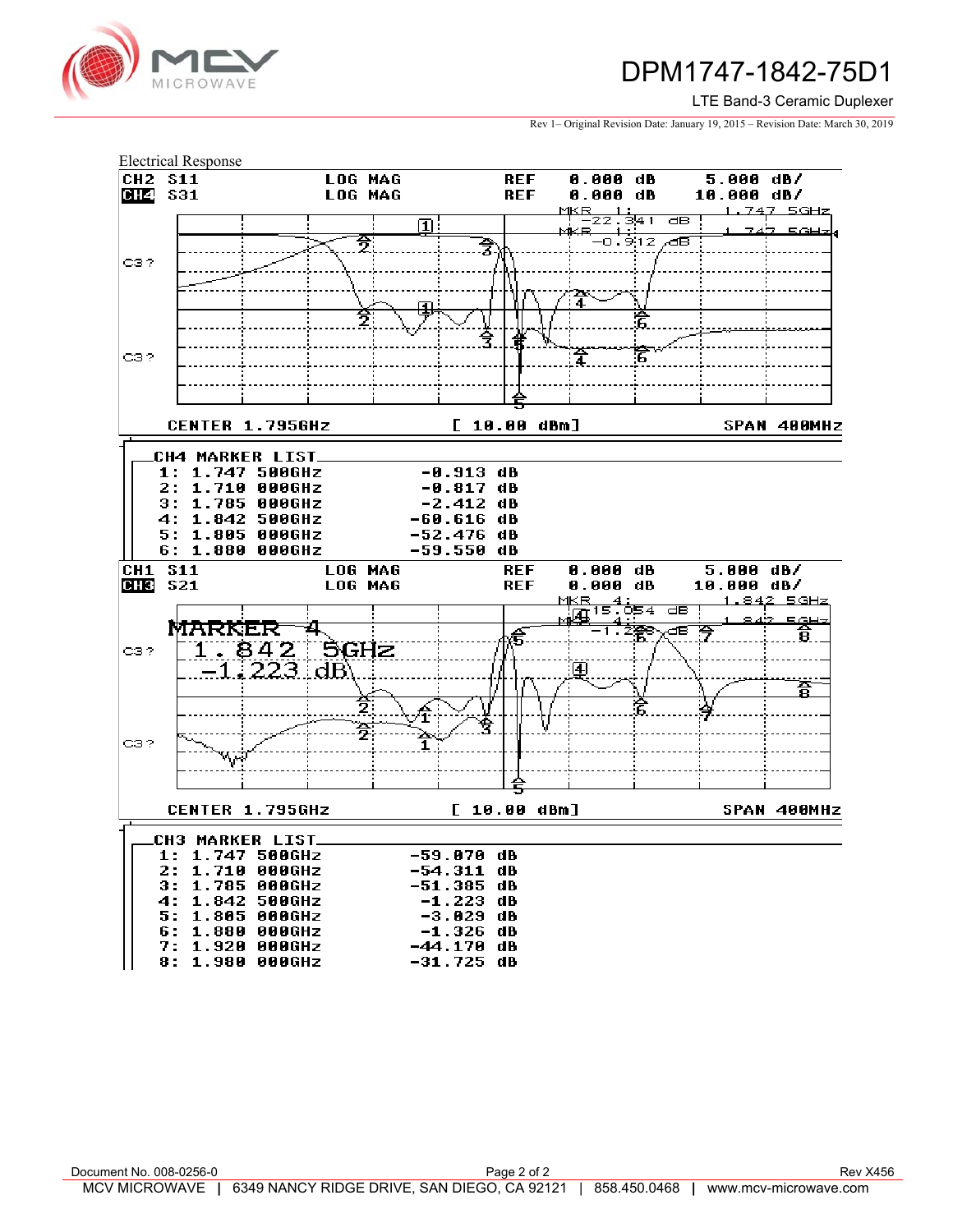# DPM1747-1842-75D1

LTE Band-3 Ceramic Duplexer

Rev 1– Original Revision Date: January 19, 2015 – Revision Date: March 30, 2019

Electrical Response

CH2 S11 LOG MAG REF 0.000 dB 5.000 dB/
CH4 S31 LOG MAG REF 0.000 dB 10.000 dB/
MKR 1: -22.341 dB 1.747 5GHz
MKR 1: -0.912 dB 1.747 5GHz

CENTER 1.795GHz [ 10.00 dBm] SPAN 400MHz

CH4 MARKER LIST

| | | |
|---|---|---|
| 1: | 1.747 500GHz | -0.913 dB |
| 2: | 1.710 000GHz | -0.817 dB |
| 3: | 1.785 000GHz | -2.412 dB |
| 4: | 1.842 500GHz | -60.616 dB |
| 5: | 1.805 000GHz | -52.476 dB |
| 6: | 1.880 000GHz | -59.550 dB |

CH1 S11 LOG MAG REF 0.000 dB 5.000 dB/
CH3 S21 LOG MAG REF 0.000 dB 10.000 dB/
MKR 4: -15.054 dB 1.842 5GHz
MKR 4: -1.223 dB 1.842 5GHz

MARKER 4
1.842 5GHz
-1.223 dB

CENTER 1.795GHz [ 10.00 dBm] SPAN 400MHz

CH3 MARKER LIST

| | | |
|---|---|---|
| 1: | 1.747 500GHz | -59.070 dB |
| 2: | 1.710 000GHz | -54.311 dB |
| 3: | 1.785 000GHz | -51.385 dB |
| 4: | 1.842 500GHz | -1.223 dB |
| 5: | 1.805 000GHz | -3.029 dB |
| 6: | 1.880 000GHz | -1.326 dB |
| 7: | 1.920 000GHz | -44.170 dB |
| 8: | 1.980 000GHz | -31.725 dB |

Document No. 008-0256-0 Rev X456

MCV MICROWAVE | 6349 NANCY RIDGE DRIVE, SAN DIEGO, CA 92121 | 858.450.0468 | www.mcv-microwave.com